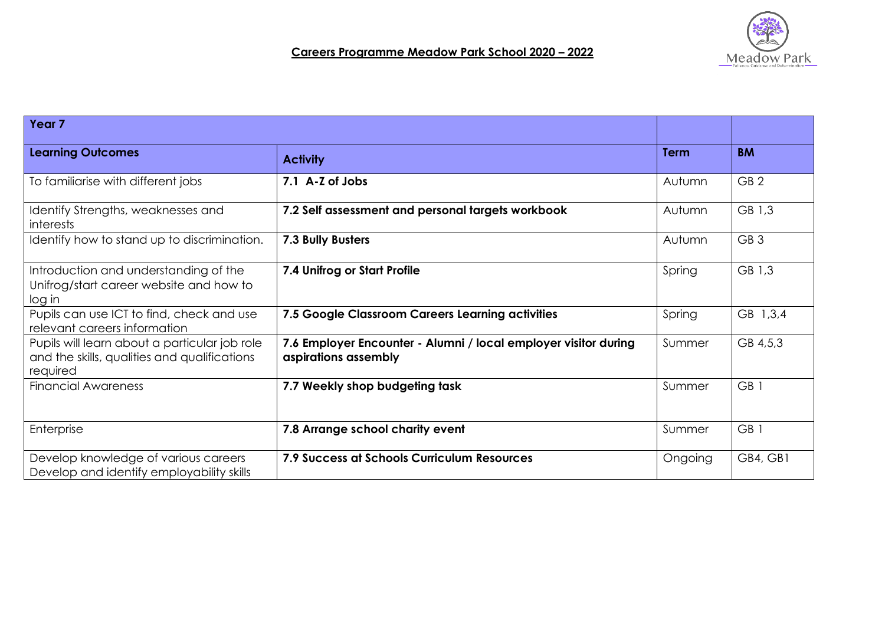## Careers Programme Meadow Park School 2020 – 2022

| Year 7 | | | |
|---|---|---|---|
| **Learning Outcomes** | **Activity** | **Term** | **BM** |
| To familiarise with different jobs | **7.1 A-Z of Jobs** | Autumn | GB 2 |
| Identify Strengths, weaknesses and interests | **7.2 Self assessment and personal targets workbook** | Autumn | GB 1,3 |
| Identify how to stand up to discrimination. | **7.3 Bully Busters** | Autumn | GB 3 |
| Introduction and understanding of the Unifrog/start career website and how to log in | **7.4 Unifrog or Start Profile** | Spring | GB 1,3 |
| Pupils can use ICT to find, check and use relevant careers information | **7.5 Google Classroom Careers Learning activities** | Spring | GB 1,3,4 |
| Pupils will learn about a particular job role and the skills, qualities and qualifications required | **7.6 Employer Encounter - Alumni / local employer visitor during aspirations assembly** | Summer | GB 4,5,3 |
| Financial Awareness | **7.7 Weekly shop budgeting task** | Summer | GB 1 |
| Enterprise | **7.8 Arrange school charity event** | Summer | GB 1 |
| Develop knowledge of various careers<br>Develop and identify employability skills | **7.9 Success at Schools Curriculum Resources** | Ongoing | GB4, GB1 |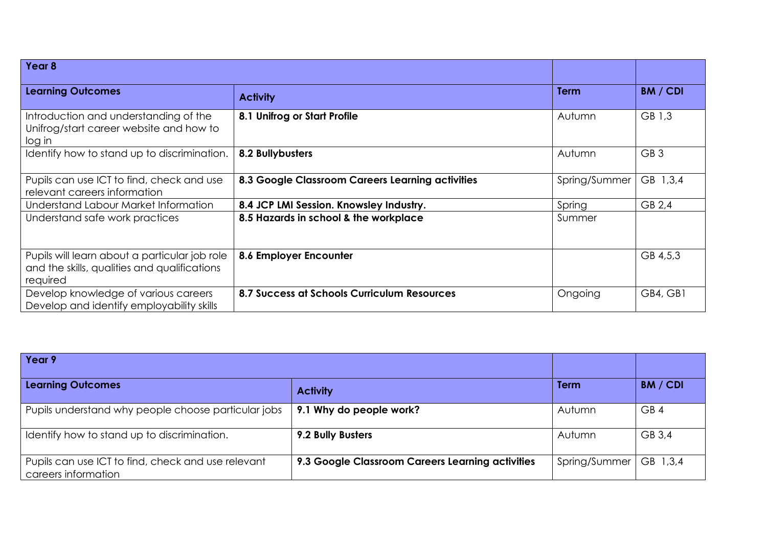| Year 8 | | | |
|---|---|---|---|
| **Learning Outcomes** | **Activity** | **Term** | **BM / CDI** |
| Introduction and understanding of the Unifrog/start career website and how to log in | **8.1 Unifrog or Start Profile** | Autumn | GB 1,3 |
| Identify how to stand up to discrimination. | **8.2 Bullybusters** | Autumn | GB 3 |
| Pupils can use ICT to find, check and use relevant careers information | **8.3 Google Classroom Careers Learning activities** | Spring/Summer | GB 1,3,4 |
| Understand Labour Market Information | **8.4 JCP LMI Session. Knowsley Industry.** | Spring | GB 2,4 |
| Understand safe work practices | **8.5 Hazards in school & the workplace** | Summer | |
| Pupils will learn about a particular job role and the skills, qualities and qualifications required | **8.6 Employer Encounter** | | GB 4,5,3 |
| Develop knowledge of various careers Develop and identify employability skills | **8.7 Success at Schools Curriculum Resources** | Ongoing | GB4, GB1 |

| Year 9 | | | |
|---|---|---|---|
| **Learning Outcomes** | **Activity** | **Term** | **BM / CDI** |
| Pupils understand why people choose particular jobs | **9.1 Why do people work?** | Autumn | GB 4 |
| Identify how to stand up to discrimination. | **9.2 Bully Busters** | Autumn | GB 3,4 |
| Pupils can use ICT to find, check and use relevant careers information | **9.3 Google Classroom Careers Learning activities** | Spring/Summer | GB 1,3,4 |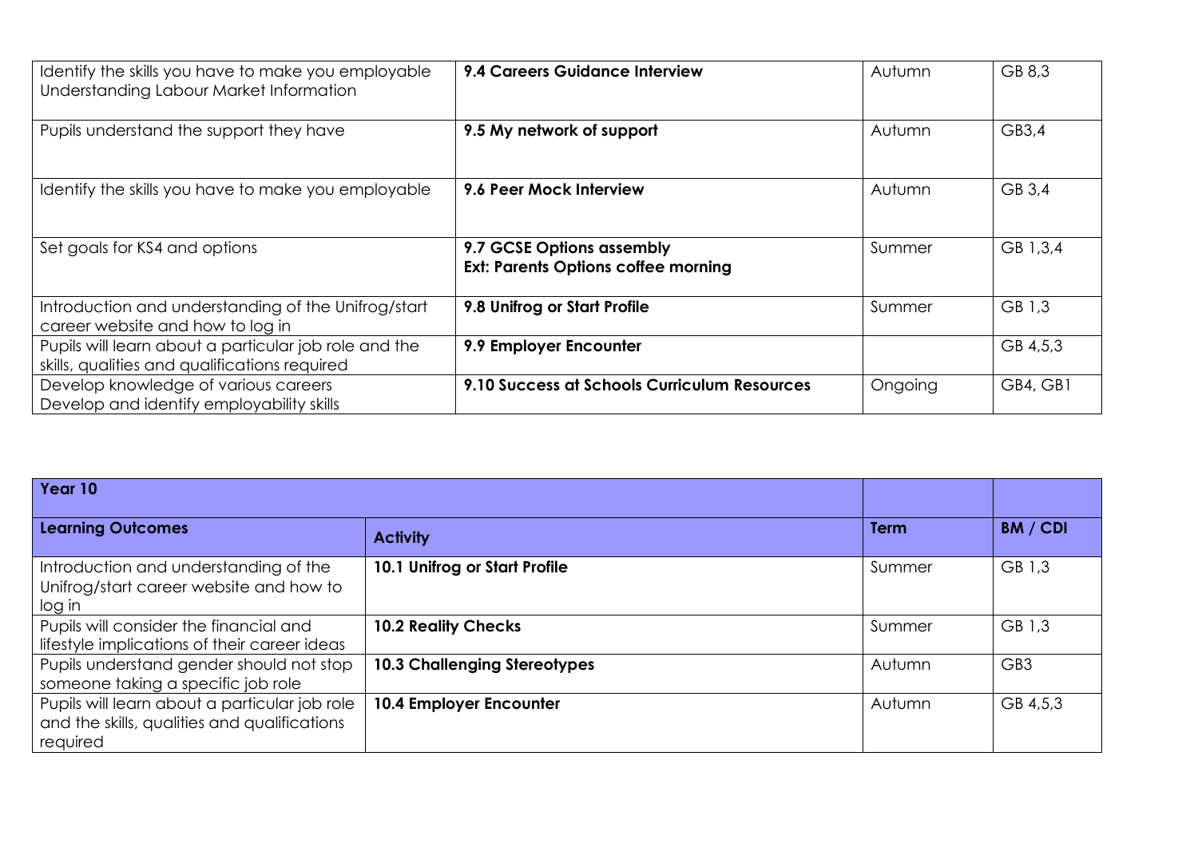| | | | |
|---|---|---|---|
| Identify the skills you have to make you employable Understanding Labour Market Information | **9.4 Careers Guidance Interview** | Autumn | GB 8,3 |
| Pupils understand the support they have | **9.5 My network of support** | Autumn | GB3,4 |
| Identify the skills you have to make you employable | **9.6 Peer Mock Interview** | Autumn | GB 3,4 |
| Set goals for KS4 and options | **9.7 GCSE Options assembly**<br>**Ext: Parents Options coffee morning** | Summer | GB 1,3,4 |
| Introduction and understanding of the Unifrog/start career website and how to log in | **9.8 Unifrog or Start Profile** | Summer | GB 1,3 |
| Pupils will learn about a particular job role and the skills, qualities and qualifications required | **9.9 Employer Encounter** | | GB 4,5,3 |
| Develop knowledge of various careers<br>Develop and identify employability skills | **9.10 Success at Schools Curriculum Resources** | Ongoing | GB4, GB1 |

| **Year 10** | | | |
|---|---|---|---|
| **Learning Outcomes** | **Activity** | **Term** | **BM / CDI** |
| Introduction and understanding of the Unifrog/start career website and how to log in | **10.1 Unifrog or Start Profile** | Summer | GB 1,3 |
| Pupils will consider the financial and lifestyle implications of their career ideas | **10.2 Reality Checks** | Summer | GB 1,3 |
| Pupils understand gender should not stop someone taking a specific job role | **10.3 Challenging Stereotypes** | Autumn | GB3 |
| Pupils will learn about a particular job role and the skills, qualities and qualifications required | **10.4 Employer Encounter** | Autumn | GB 4,5,3 |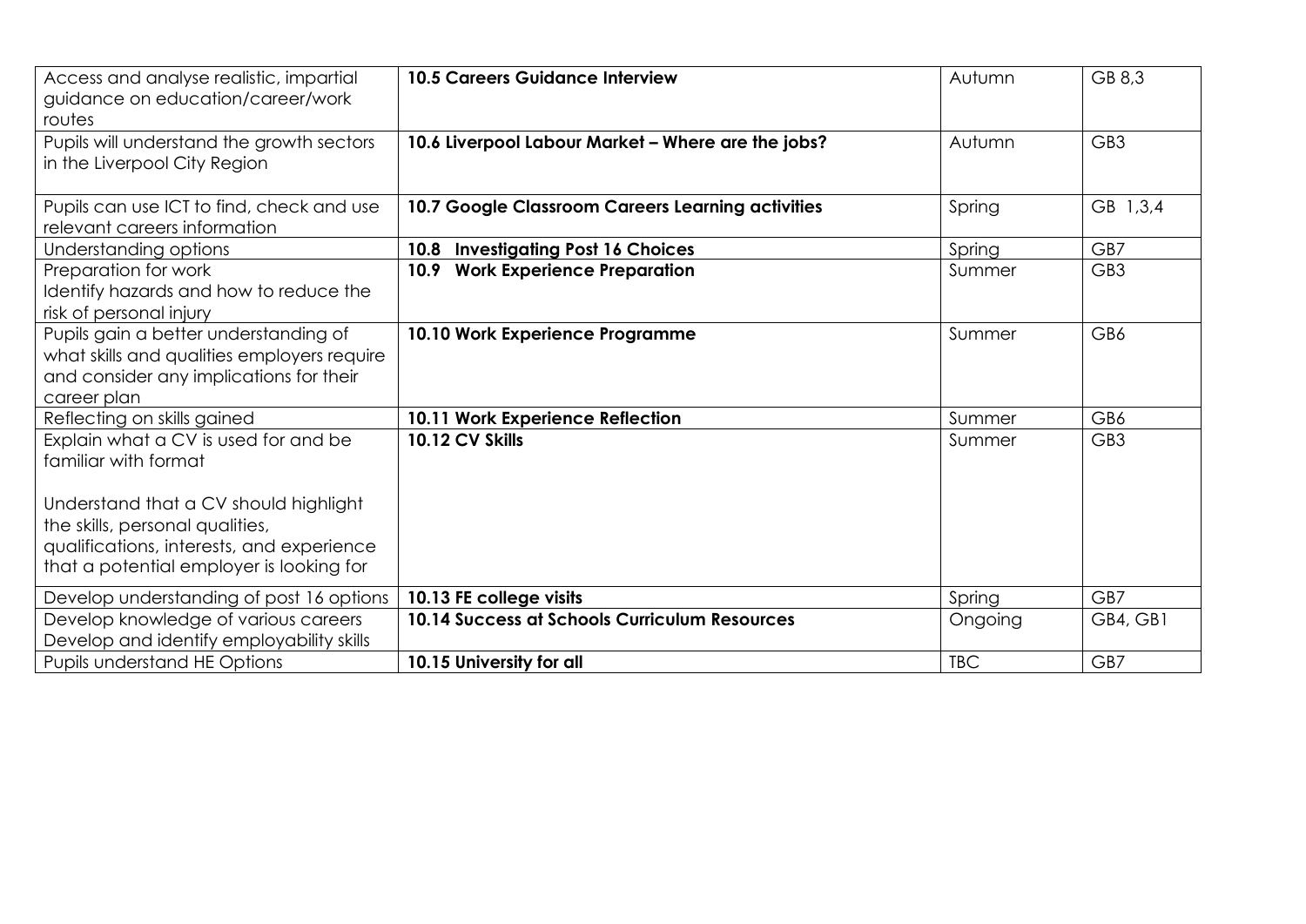| | | | |
|---|---|---|---|
| Access and analyse realistic, impartial guidance on education/career/work routes | **10.5 Careers Guidance Interview** | Autumn | GB 8,3 |
| Pupils will understand the growth sectors in the Liverpool City Region | **10.6 Liverpool Labour Market – Where are the jobs?** | Autumn | GB3 |
| Pupils can use ICT to find, check and use relevant careers information | **10.7 Google Classroom Careers Learning activities** | Spring | GB 1,3,4 |
| Understanding options | **10.8 Investigating Post 16 Choices** | Spring | GB7 |
| Preparation for work<br>Identify hazards and how to reduce the risk of personal injury | **10.9 Work Experience Preparation** | Summer | GB3 |
| Pupils gain a better understanding of what skills and qualities employers require and consider any implications for their career plan | **10.10 Work Experience Programme** | Summer | GB6 |
| Reflecting on skills gained | **10.11 Work Experience Reflection** | Summer | GB6 |
| Explain what a CV is used for and be familiar with format<br><br>Understand that a CV should highlight the skills, personal qualities, qualifications, interests, and experience that a potential employer is looking for | **10.12 CV Skills** | Summer | GB3 |
| Develop understanding of post 16 options | **10.13 FE college visits** | Spring | GB7 |
| Develop knowledge of various careers<br>Develop and identify employability skills | **10.14 Success at Schools Curriculum Resources** | Ongoing | GB4, GB1 |
| Pupils understand HE Options | **10.15 University for all** | TBC | GB7 |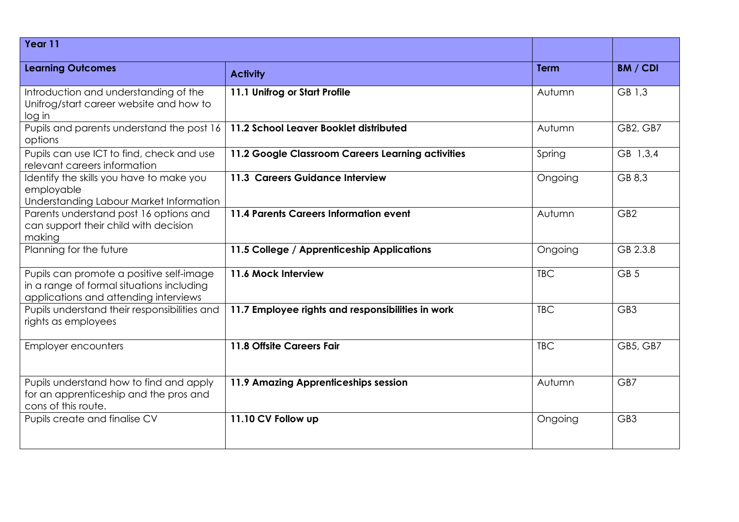| Year 11 | | | |
|---|---|---|---|
| **Learning Outcomes** | **Activity** | **Term** | **BM / CDI** |
| Introduction and understanding of the Unifrog/start career website and how to log in | **11.1 Unifrog or Start Profile** | Autumn | GB 1,3 |
| Pupils and parents understand the post 16 options | **11.2 School Leaver Booklet distributed** | Autumn | GB2, GB7 |
| Pupils can use ICT to find, check and use relevant careers information | **11.2 Google Classroom Careers Learning activities** | Spring | GB 1,3,4 |
| Identify the skills you have to make you employable<br>Understanding Labour Market Information | **11.3 Careers Guidance Interview** | Ongoing | GB 8,3 |
| Parents understand post 16 options and can support their child with decision making | **11.4 Parents Careers Information event** | Autumn | GB2 |
| Planning for the future | **11.5 College / Apprenticeship Applications** | Ongoing | GB 2.3.8 |
| Pupils can promote a positive self-image in a range of formal situations including applications and attending interviews | **11.6 Mock Interview** | TBC | GB 5 |
| Pupils understand their responsibilities and rights as employees | **11.7 Employee rights and responsibilities in work** | TBC | GB3 |
| Employer encounters | **11.8 Offsite Careers Fair** | TBC | GB5, GB7 |
| Pupils understand how to find and apply for an apprenticeship and the pros and cons of this route. | **11.9 Amazing Apprenticeships session** | Autumn | GB7 |
| Pupils create and finalise CV | **11.10 CV Follow up** | Ongoing | GB3 |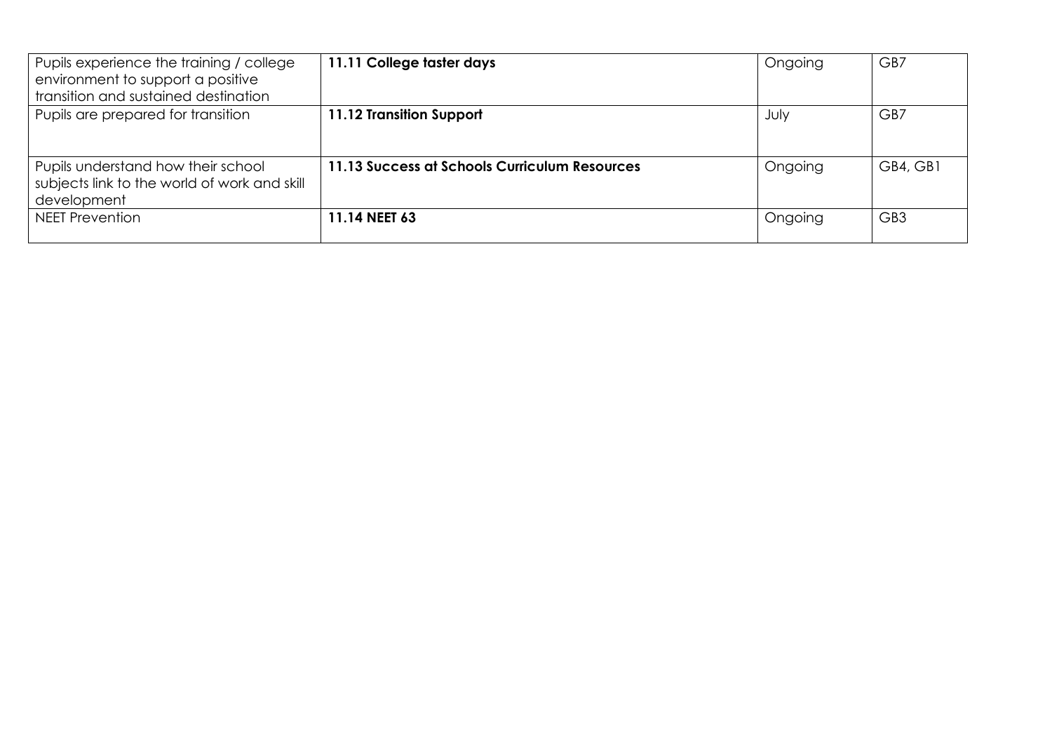| | | | |
|---|---|---|---|
| Pupils experience the training / college environment to support a positive transition and sustained destination | **11.11 College taster days** | Ongoing | GB7 |
| Pupils are prepared for transition | **11.12 Transition Support** | July | GB7 |
| Pupils understand how their school subjects link to the world of work and skill development | **11.13 Success at Schools Curriculum Resources** | Ongoing | GB4, GB1 |
| NEET Prevention | **11.14 NEET 63** | Ongoing | GB3 |